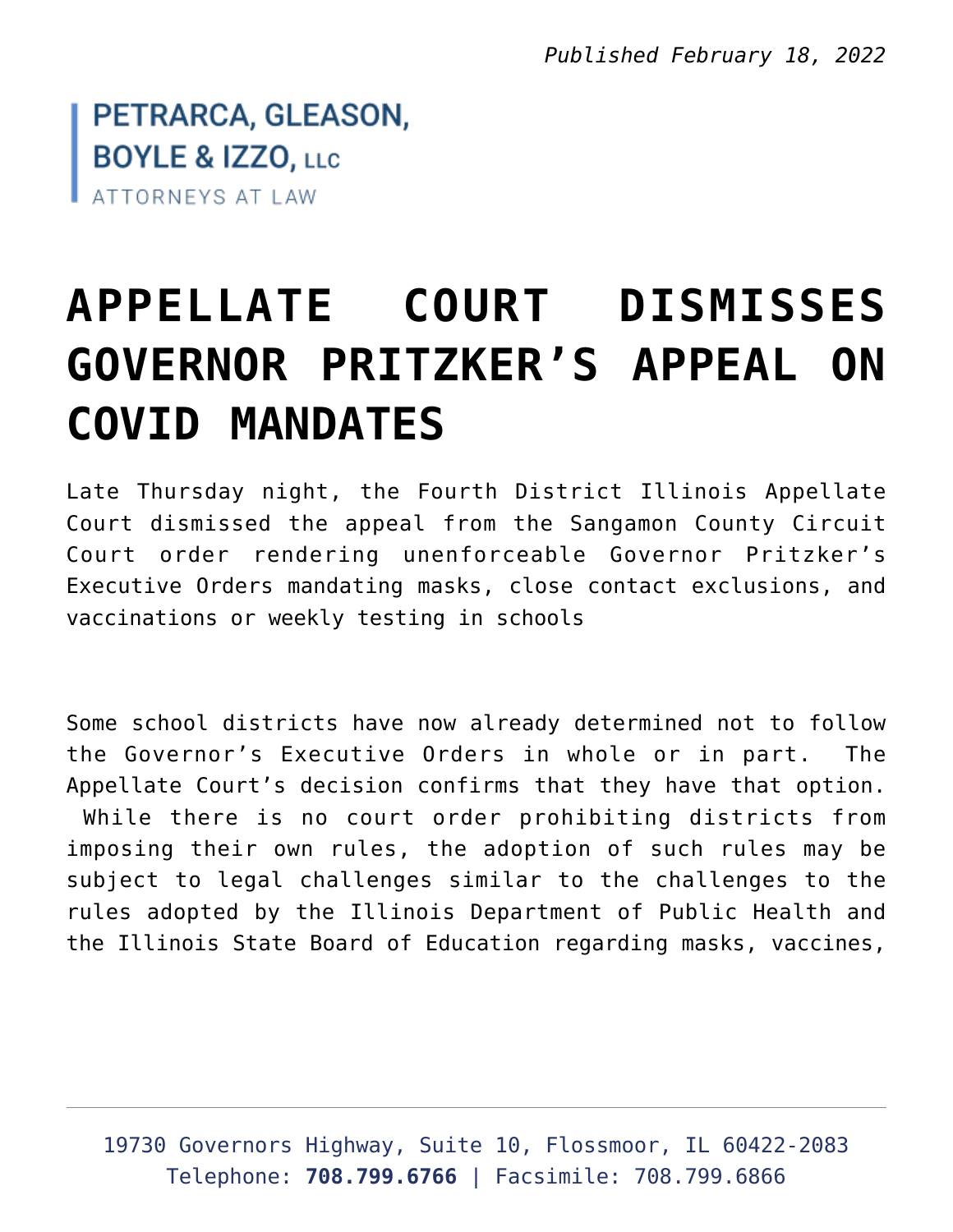*Published February 18, 2022*

PETRARCA, GLEASON, BOYLE & IZZO, LLC
ATTORNEYS AT LAW

# APPELLATE COURT DISMISSES GOVERNOR PRITZKER'S APPEAL ON COVID MANDATES

Late Thursday night, the Fourth District Illinois Appellate Court dismissed the appeal from the Sangamon County Circuit Court order rendering unenforceable Governor Pritzker's Executive Orders mandating masks, close contact exclusions, and vaccinations or weekly testing in schools

Some school districts have now already determined not to follow the Governor's Executive Orders in whole or in part. The Appellate Court's decision confirms that they have that option. While there is no court order prohibiting districts from imposing their own rules, the adoption of such rules may be subject to legal challenges similar to the challenges to the rules adopted by the Illinois Department of Public Health and the Illinois State Board of Education regarding masks, vaccines,

19730 Governors Highway, Suite 10, Flossmoor, IL 60422-2083
Telephone: **708.799.6766** | Facsimile: 708.799.6866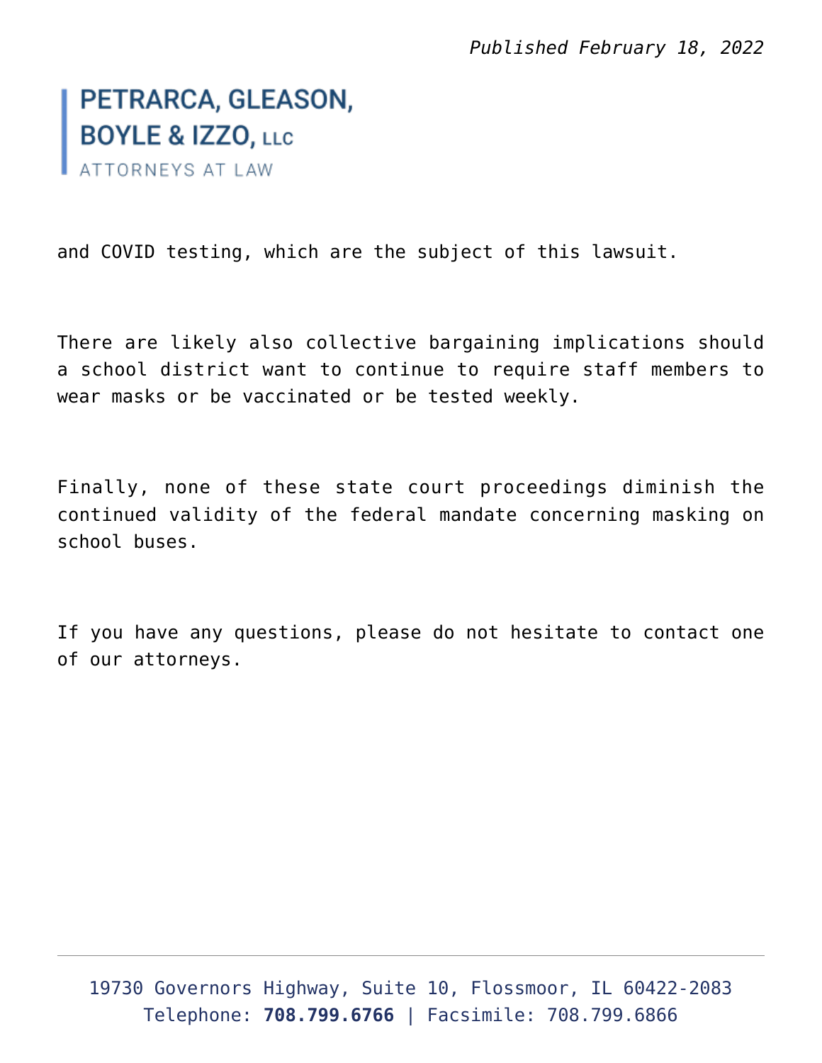and COVID testing, which are the subject of this lawsuit.

There are likely also collective bargaining implications should a school district want to continue to require staff members to wear masks or be vaccinated or be tested weekly.

Finally, none of these state court proceedings diminish the continued validity of the federal mandate concerning masking on school buses.

If you have any questions, please do not hesitate to contact one of our attorneys.